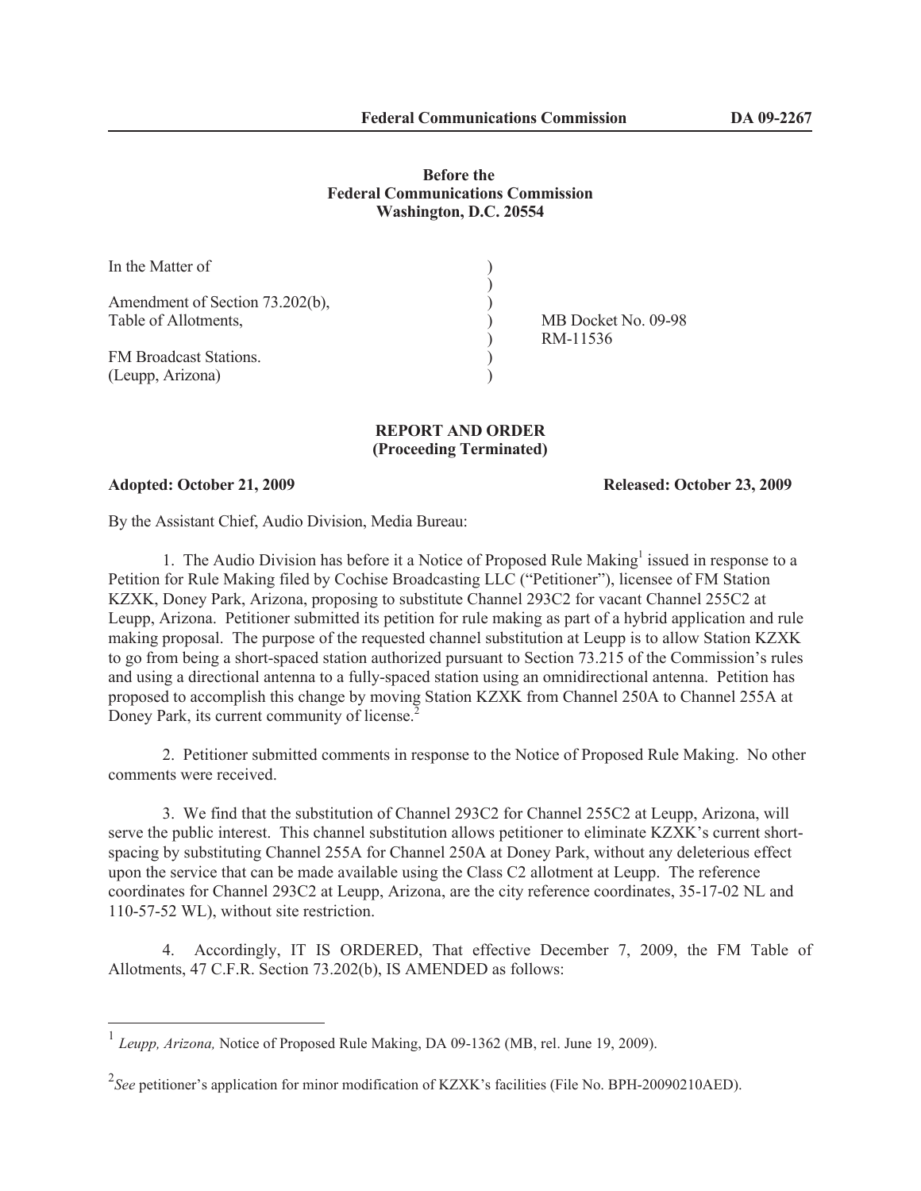**Before the**
**Federal Communications Commission**
**Washington, D.C. 20554**

| | |
|---|---|
| In the Matter of<br><br>Amendment of Section 73.202(b),<br>Table of Allotments,<br><br>FM Broadcast Stations.<br>(Leupp, Arizona) | MB Docket No. 09-98<br>RM-11536 |

**REPORT AND ORDER**
**(Proceeding Terminated)**

**Adopted: October 21, 2009** **Released: October 23, 2009**

By the Assistant Chief, Audio Division, Media Bureau:

1. The Audio Division has before it a Notice of Proposed Rule Making[1] issued in response to a Petition for Rule Making filed by Cochise Broadcasting LLC ("Petitioner"), licensee of FM Station KZXK, Doney Park, Arizona, proposing to substitute Channel 293C2 for vacant Channel 255C2 at Leupp, Arizona. Petitioner submitted its petition for rule making as part of a hybrid application and rule making proposal. The purpose of the requested channel substitution at Leupp is to allow Station KZXK to go from being a short-spaced station authorized pursuant to Section 73.215 of the Commission's rules and using a directional antenna to a fully-spaced station using an omnidirectional antenna. Petition has proposed to accomplish this change by moving Station KZXK from Channel 250A to Channel 255A at Doney Park, its current community of license.[2]

2. Petitioner submitted comments in response to the Notice of Proposed Rule Making. No other comments were received.

3. We find that the substitution of Channel 293C2 for Channel 255C2 at Leupp, Arizona, will serve the public interest. This channel substitution allows petitioner to eliminate KZXK's current short-spacing by substituting Channel 255A for Channel 250A at Doney Park, without any deleterious effect upon the service that can be made available using the Class C2 allotment at Leupp. The reference coordinates for Channel 293C2 at Leupp, Arizona, are the city reference coordinates, 35-17-02 NL and 110-57-52 WL), without site restriction.

4. Accordingly, IT IS ORDERED, That effective December 7, 2009, the FM Table of Allotments, 47 C.F.R. Section 73.202(b), IS AMENDED as follows:

---

[1] *Leupp, Arizona,* Notice of Proposed Rule Making, DA 09-1362 (MB, rel. June 19, 2009).

[2] *See* petitioner's application for minor modification of KZXK's facilities (File No. BPH-20090210AED).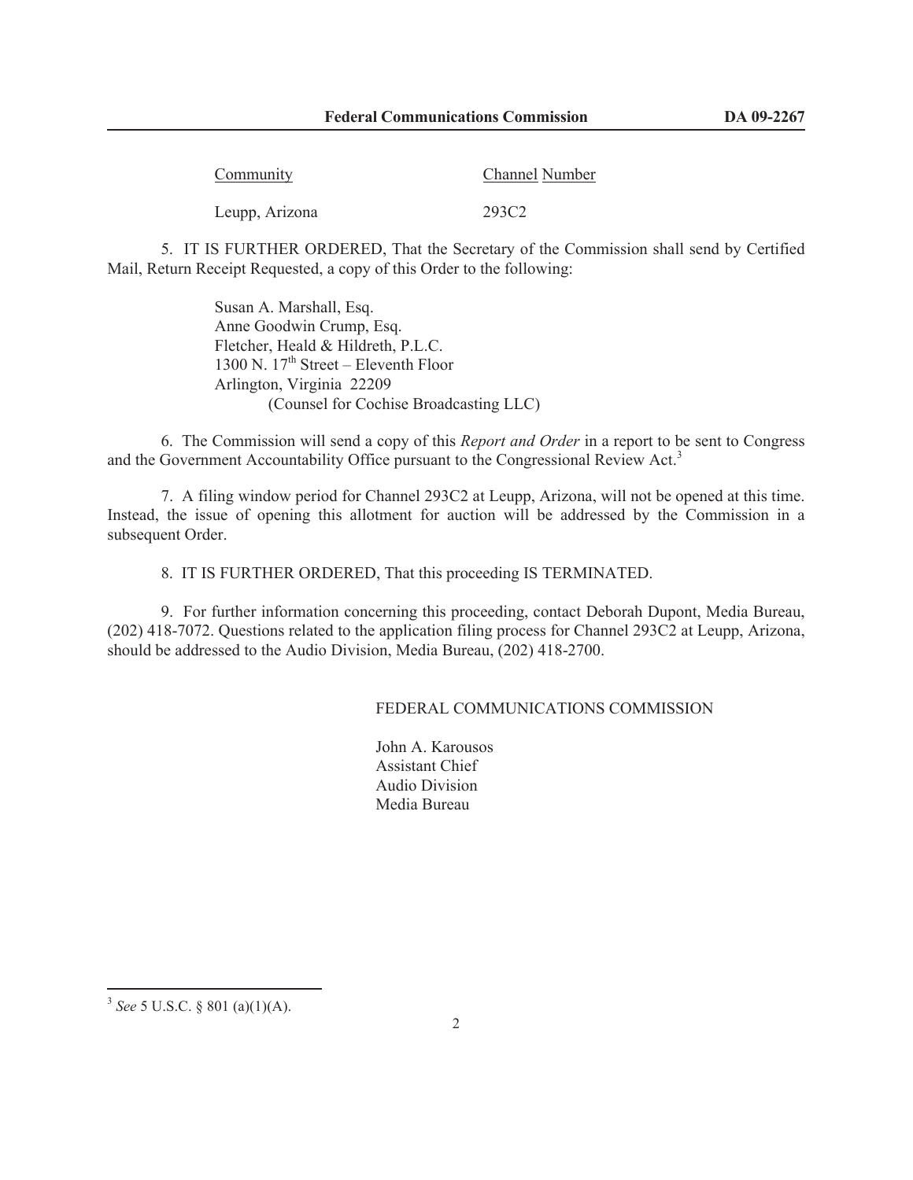| Community | Channel Number |
|---|---|
| Leupp, Arizona | 293C2 |

5. IT IS FURTHER ORDERED, That the Secretary of the Commission shall send by Certified Mail, Return Receipt Requested, a copy of this Order to the following:

> Susan A. Marshall, Esq.
> Anne Goodwin Crump, Esq.
> Fletcher, Heald & Hildreth, P.L.C.
> 1300 N. 17th Street – Eleventh Floor
> Arlington, Virginia 22209
> (Counsel for Cochise Broadcasting LLC)

6. The Commission will send a copy of this *Report and Order* in a report to be sent to Congress and the Government Accountability Office pursuant to the Congressional Review Act.[3]

7. A filing window period for Channel 293C2 at Leupp, Arizona, will not be opened at this time. Instead, the issue of opening this allotment for auction will be addressed by the Commission in a subsequent Order.

8. IT IS FURTHER ORDERED, That this proceeding IS TERMINATED.

9. For further information concerning this proceeding, contact Deborah Dupont, Media Bureau, (202) 418-7072. Questions related to the application filing process for Channel 293C2 at Leupp, Arizona, should be addressed to the Audio Division, Media Bureau, (202) 418-2700.

FEDERAL COMMUNICATIONS COMMISSION

John A. Karousos
Assistant Chief
Audio Division
Media Bureau

[3] *See* 5 U.S.C. § 801 (a)(1)(A).